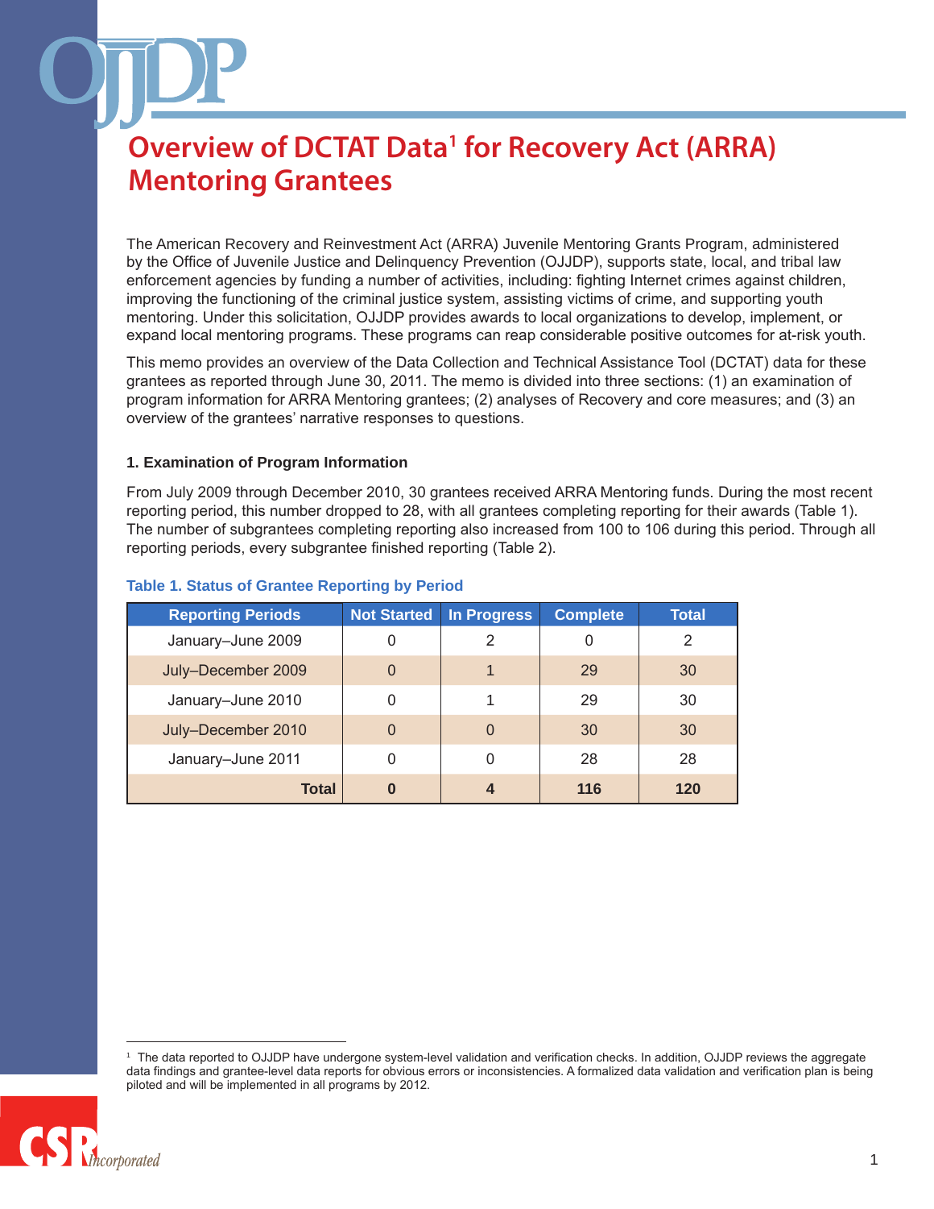# Overview of DCTAT Data[1] for Recovery Act (ARRA) Mentoring Grantees

The American Recovery and Reinvestment Act (ARRA) Juvenile Mentoring Grants Program, administered by the Office of Juvenile Justice and Delinquency Prevention (OJJDP), supports state, local, and tribal law enforcement agencies by funding a number of activities, including: fighting Internet crimes against children, improving the functioning of the criminal justice system, assisting victims of crime, and supporting youth mentoring. Under this solicitation, OJJDP provides awards to local organizations to develop, implement, or expand local mentoring programs. These programs can reap considerable positive outcomes for at-risk youth.

This memo provides an overview of the Data Collection and Technical Assistance Tool (DCTAT) data for these grantees as reported through June 30, 2011. The memo is divided into three sections: (1) an examination of program information for ARRA Mentoring grantees; (2) analyses of Recovery and core measures; and (3) an overview of the grantees' narrative responses to questions.

### 1. Examination of Program Information

From July 2009 through December 2010, 30 grantees received ARRA Mentoring funds. During the most recent reporting period, this number dropped to 28, with all grantees completing reporting for their awards (Table 1). The number of subgrantees completing reporting also increased from 100 to 106 during this period. Through all reporting periods, every subgrantee finished reporting (Table 2).

**Table 1. Status of Grantee Reporting by Period**

| Reporting Periods | Not Started | In Progress | Complete | Total |
|---|---|---|---|---|
| January–June 2009 | 0 | 2 | 0 | 2 |
| July–December 2009 | 0 | 1 | 29 | 30 |
| January–June 2010 | 0 | 1 | 29 | 30 |
| July–December 2010 | 0 | 0 | 30 | 30 |
| January–June 2011 | 0 | 0 | 28 | 28 |
| **Total** | **0** | **4** | **116** | **120** |

[1] The data reported to OJJDP have undergone system-level validation and verification checks. In addition, OJJDP reviews the aggregate data findings and grantee-level data reports for obvious errors or inconsistencies. A formalized data validation and verification plan is being piloted and will be implemented in all programs by 2012.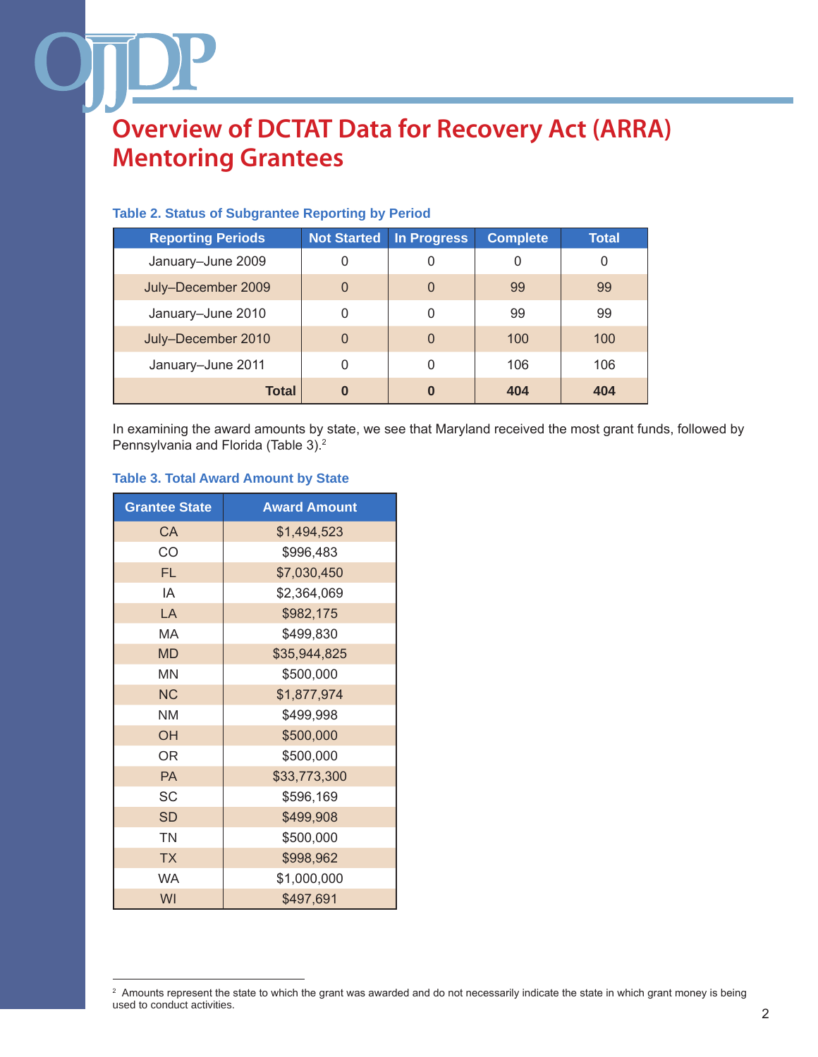# Overview of DCTAT Data for Recovery Act (ARRA) Mentoring Grantees

**Table 2. Status of Subgrantee Reporting by Period**

| Reporting Periods | Not Started | In Progress | Complete | Total |
|---|---|---|---|---|
| January–June 2009 | 0 | 0 | 0 | 0 |
| July–December 2009 | 0 | 0 | 99 | 99 |
| January–June 2010 | 0 | 0 | 99 | 99 |
| July–December 2010 | 0 | 0 | 100 | 100 |
| January–June 2011 | 0 | 0 | 106 | 106 |
| **Total** | **0** | **0** | **404** | **404** |

In examining the award amounts by state, we see that Maryland received the most grant funds, followed by Pennsylvania and Florida (Table 3).[2]

**Table 3. Total Award Amount by State**

| Grantee State | Award Amount |
|---|---|
| CA | $1,494,523 |
| CO | $996,483 |
| FL | $7,030,450 |
| IA | $2,364,069 |
| LA | $982,175 |
| MA | $499,830 |
| MD | $35,944,825 |
| MN | $500,000 |
| NC | $1,877,974 |
| NM | $499,998 |
| OH | $500,000 |
| OR | $500,000 |
| PA | $33,773,300 |
| SC | $596,169 |
| SD | $499,908 |
| TN | $500,000 |
| TX | $998,962 |
| WA | $1,000,000 |
| WI | $497,691 |

[2] Amounts represent the state to which the grant was awarded and do not necessarily indicate the state in which grant money is being used to conduct activities.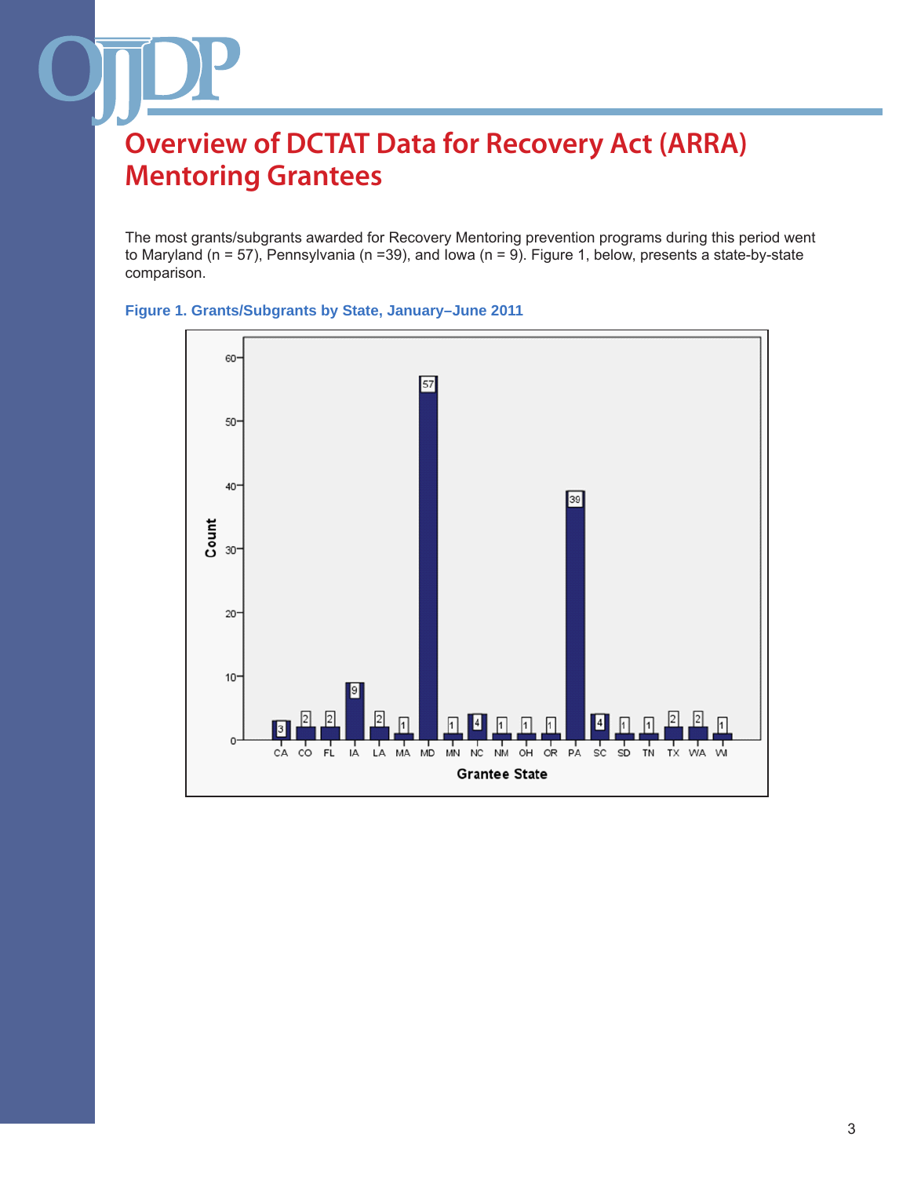# Overview of DCTAT Data for Recovery Act (ARRA) Mentoring Grantees

The most grants/subgrants awarded for Recovery Mentoring prevention programs during this period went to Maryland (n = 57), Pennsylvania (n =39), and Iowa (n = 9). Figure 1, below, presents a state-by-state comparison.

**Figure 1. Grants/Subgrants by State, January–June 2011**

| Grantee State | Count |
|---|---|
| CA | 3 |
| CO | 2 |
| FL | 2 |
| IA | 9 |
| LA | 2 |
| MA | 1 |
| MD | 57 |
| MN | 1 |
| NC | 4 |
| NM | 1 |
| OH | 1 |
| OR | 1 |
| PA | 39 |
| SC | 4 |
| SD | 1 |
| TN | 1 |
| TX | 2 |
| WA | 2 |
| WI | 1 |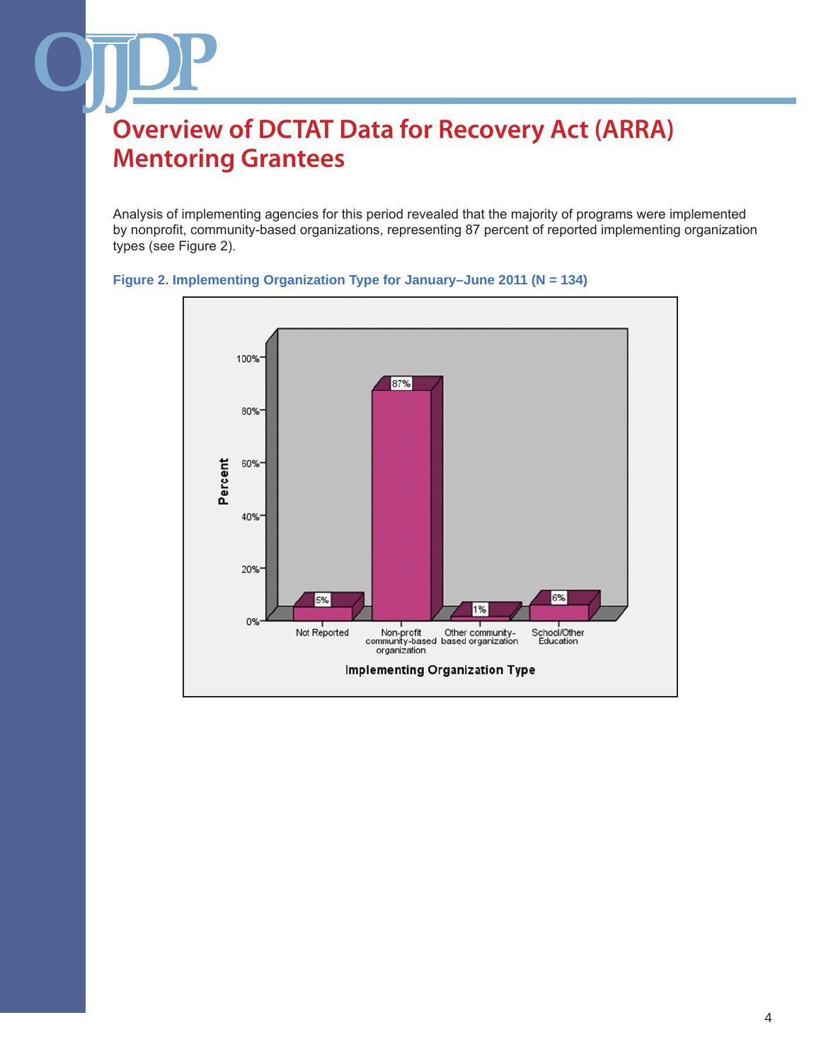# Overview of DCTAT Data for Recovery Act (ARRA) Mentoring Grantees

Analysis of implementing agencies for this period revealed that the majority of programs were implemented by nonprofit, community-based organizations, representing 87 percent of reported implementing organization types (see Figure 2).

**Figure 2. Implementing Organization Type for January–June 2011 (N = 134)**

| Implementing Organization Type | Percent |
|---|---|
| Not Reported | 5% |
| Non-profit community-based organization | 87% |
| Other community-based organization | 1% |
| School/Other Education | 6% |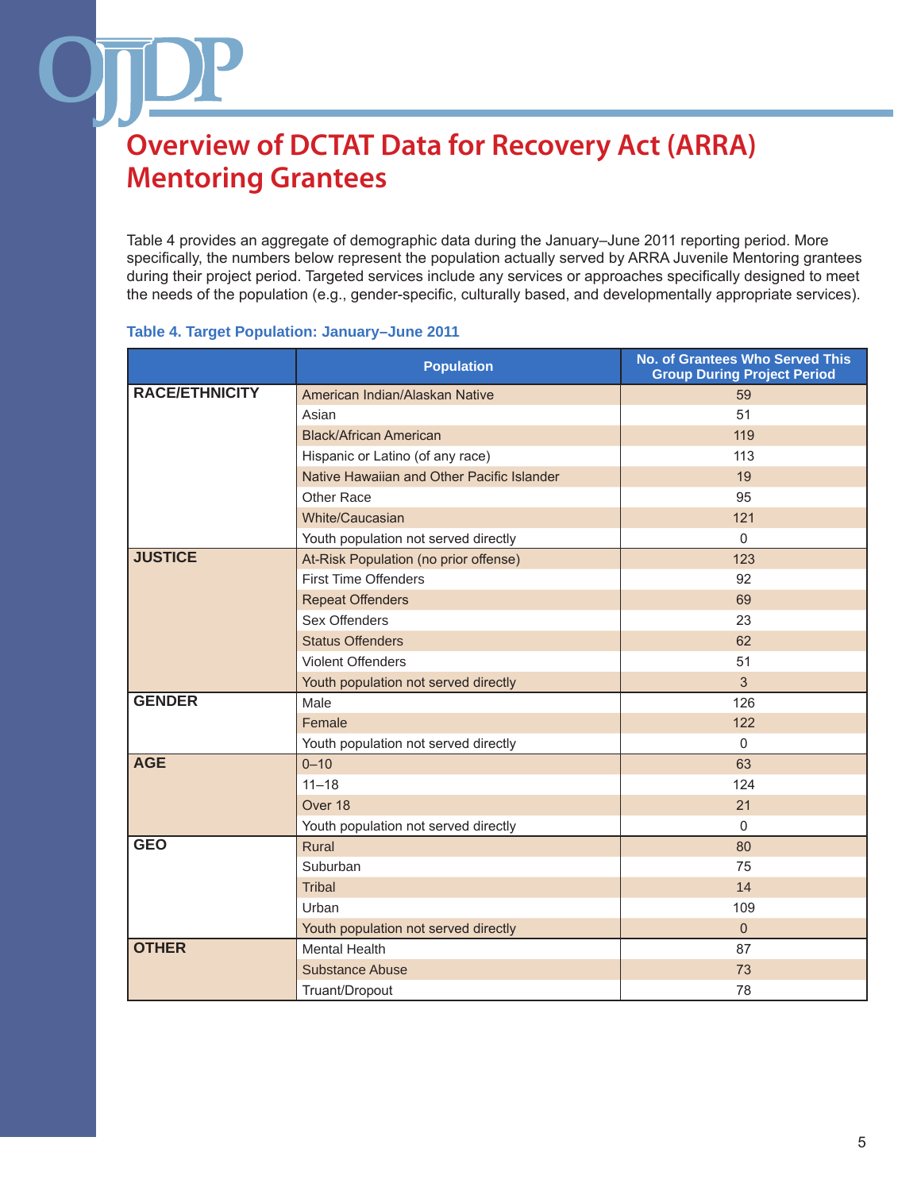# Overview of DCTAT Data for Recovery Act (ARRA) Mentoring Grantees

Table 4 provides an aggregate of demographic data during the January–June 2011 reporting period. More specifically, the numbers below represent the population actually served by ARRA Juvenile Mentoring grantees during their project period. Targeted services include any services or approaches specifically designed to meet the needs of the population (e.g., gender-specific, culturally based, and developmentally appropriate services).

**Table 4. Target Population: January–June 2011**

| | Population | No. of Grantees Who Served This Group During Project Period |
|---|---|---|
| **RACE/ETHNICITY** | American Indian/Alaskan Native | 59 |
| | Asian | 51 |
| | Black/African American | 119 |
| | Hispanic or Latino (of any race) | 113 |
| | Native Hawaiian and Other Pacific Islander | 19 |
| | Other Race | 95 |
| | White/Caucasian | 121 |
| | Youth population not served directly | 0 |
| **JUSTICE** | At-Risk Population (no prior offense) | 123 |
| | First Time Offenders | 92 |
| | Repeat Offenders | 69 |
| | Sex Offenders | 23 |
| | Status Offenders | 62 |
| | Violent Offenders | 51 |
| | Youth population not served directly | 3 |
| **GENDER** | Male | 126 |
| | Female | 122 |
| | Youth population not served directly | 0 |
| **AGE** | 0–10 | 63 |
| | 11–18 | 124 |
| | Over 18 | 21 |
| | Youth population not served directly | 0 |
| **GEO** | Rural | 80 |
| | Suburban | 75 |
| | Tribal | 14 |
| | Urban | 109 |
| | Youth population not served directly | 0 |
| **OTHER** | Mental Health | 87 |
| | Substance Abuse | 73 |
| | Truant/Dropout | 78 |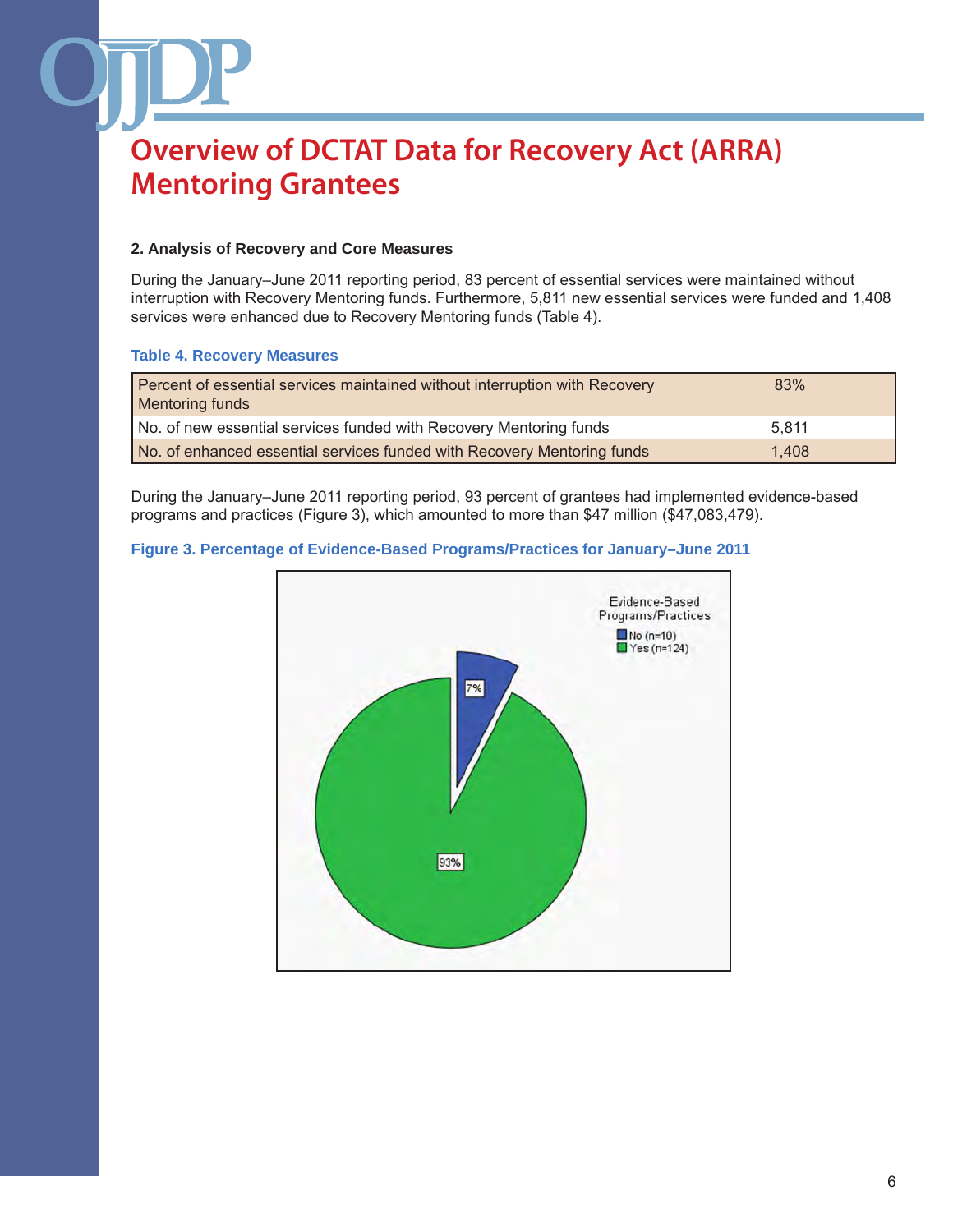# Overview of DCTAT Data for Recovery Act (ARRA) Mentoring Grantees

### 2. Analysis of Recovery and Core Measures

During the January–June 2011 reporting period, 83 percent of essential services were maintained without interruption with Recovery Mentoring funds. Furthermore, 5,811 new essential services were funded and 1,408 services were enhanced due to Recovery Mentoring funds (Table 4).

**Table 4. Recovery Measures**

| | |
|---|---|
| Percent of essential services maintained without interruption with Recovery Mentoring funds | 83% |
| No. of new essential services funded with Recovery Mentoring funds | 5,811 |
| No. of enhanced essential services funded with Recovery Mentoring funds | 1,408 |

During the January–June 2011 reporting period, 93 percent of grantees had implemented evidence-based programs and practices (Figure 3), which amounted to more than $47 million ($47,083,479).

**Figure 3. Percentage of Evidence-Based Programs/Practices for January–June 2011**

Evidence-Based Programs/Practices
No (n=10)
Yes (n=124)

7%

93%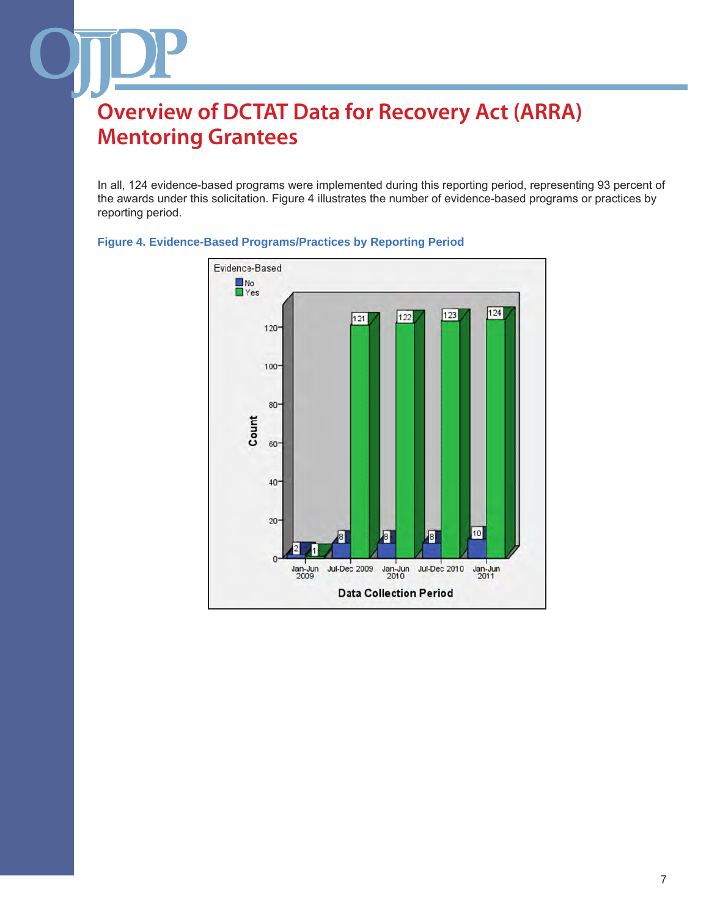# Overview of DCTAT Data for Recovery Act (ARRA) Mentoring Grantees

In all, 124 evidence-based programs were implemented during this reporting period, representing 93 percent of the awards under this solicitation. Figure 4 illustrates the number of evidence-based programs or practices by reporting period.

**Figure 4. Evidence-Based Programs/Practices by Reporting Period**

| Data Collection Period | Evidence-Based: No | Evidence-Based: Yes |
|---|---|---|
| Jan-Jun 2009 | 2 | 1 |
| Jul-Dec 2009 | 8 | 121 |
| Jan-Jun 2010 | 8 | 122 |
| Jul-Dec 2010 | 8 | 123 |
| Jan-Jun 2011 | 10 | 124 |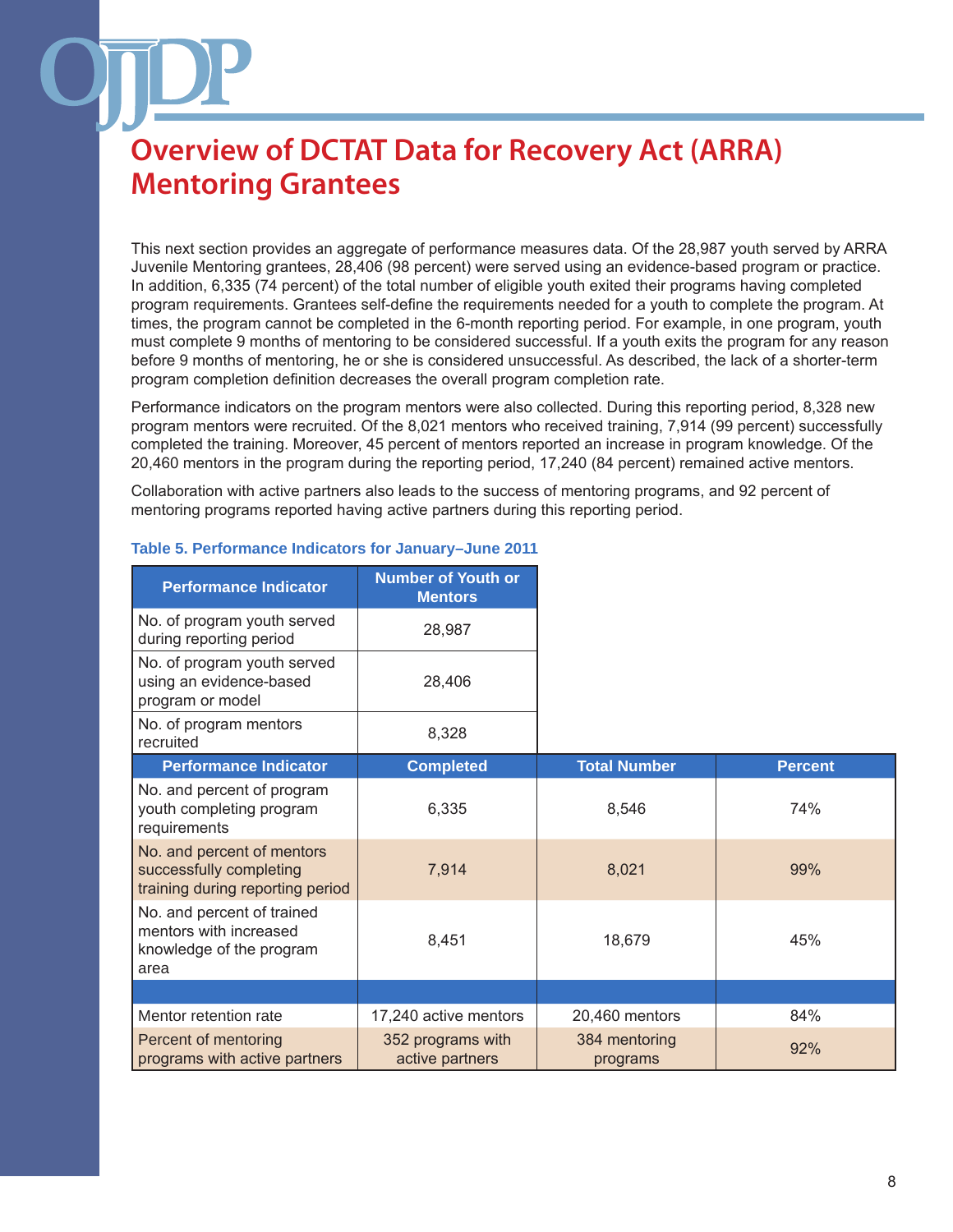# Overview of DCTAT Data for Recovery Act (ARRA) Mentoring Grantees

This next section provides an aggregate of performance measures data. Of the 28,987 youth served by ARRA Juvenile Mentoring grantees, 28,406 (98 percent) were served using an evidence-based program or practice. In addition, 6,335 (74 percent) of the total number of eligible youth exited their programs having completed program requirements. Grantees self-define the requirements needed for a youth to complete the program. At times, the program cannot be completed in the 6-month reporting period. For example, in one program, youth must complete 9 months of mentoring to be considered successful. If a youth exits the program for any reason before 9 months of mentoring, he or she is considered unsuccessful. As described, the lack of a shorter-term program completion definition decreases the overall program completion rate.

Performance indicators on the program mentors were also collected. During this reporting period, 8,328 new program mentors were recruited. Of the 8,021 mentors who received training, 7,914 (99 percent) successfully completed the training. Moreover, 45 percent of mentors reported an increase in program knowledge. Of the 20,460 mentors in the program during the reporting period, 17,240 (84 percent) remained active mentors.

Collaboration with active partners also leads to the success of mentoring programs, and 92 percent of mentoring programs reported having active partners during this reporting period.

**Table 5. Performance Indicators for January–June 2011**

| Performance Indicator | Number of Youth or Mentors | | |
|---|---|---|---|
| No. of program youth served during reporting period | 28,987 | | |
| No. of program youth served using an evidence-based program or model | 28,406 | | |
| No. of program mentors recruited | 8,328 | | |
| **Performance Indicator** | **Completed** | **Total Number** | **Percent** |
| No. and percent of program youth completing program requirements | 6,335 | 8,546 | 74% |
| No. and percent of mentors successfully completing training during reporting period | 7,914 | 8,021 | 99% |
| No. and percent of trained mentors with increased knowledge of the program area | 8,451 | 18,679 | 45% |
| | | | |
| Mentor retention rate | 17,240 active mentors | 20,460 mentors | 84% |
| Percent of mentoring programs with active partners | 352 programs with active partners | 384 mentoring programs | 92% |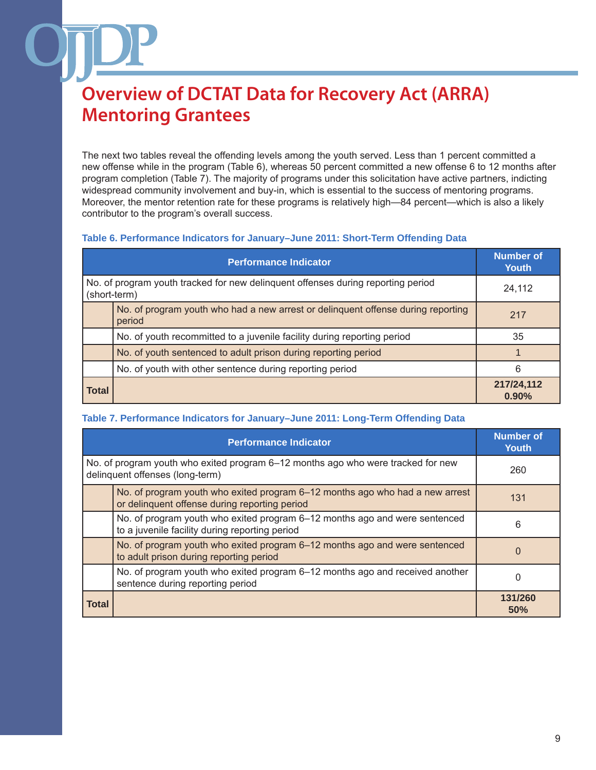# Overview of DCTAT Data for Recovery Act (ARRA) Mentoring Grantees

The next two tables reveal the offending levels among the youth served. Less than 1 percent committed a new offense while in the program (Table 6), whereas 50 percent committed a new offense 6 to 12 months after program completion (Table 7). The majority of programs under this solicitation have active partners, indicting widespread community involvement and buy-in, which is essential to the success of mentoring programs. Moreover, the mentor retention rate for these programs is relatively high—84 percent—which is also a likely contributor to the program's overall success.

**Table 6. Performance Indicators for January–June 2011: Short-Term Offending Data**

| Performance Indicator | | Number of Youth |
|---|---|---|
| No. of program youth tracked for new delinquent offenses during reporting period (short-term) | | 24,112 |
| | No. of program youth who had a new arrest or delinquent offense during reporting period | 217 |
| | No. of youth recommitted to a juvenile facility during reporting period | 35 |
| | No. of youth sentenced to adult prison during reporting period | 1 |
| | No. of youth with other sentence during reporting period | 6 |
| **Total** | | **217/24,112 0.90%** |

**Table 7. Performance Indicators for January–June 2011: Long-Term Offending Data**

| Performance Indicator | | Number of Youth |
|---|---|---|
| No. of program youth who exited program 6–12 months ago who were tracked for new delinquent offenses (long-term) | | 260 |
| | No. of program youth who exited program 6–12 months ago who had a new arrest or delinquent offense during reporting period | 131 |
| | No. of program youth who exited program 6–12 months ago and were sentenced to a juvenile facility during reporting period | 6 |
| | No. of program youth who exited program 6–12 months ago and were sentenced to adult prison during reporting period | 0 |
| | No. of program youth who exited program 6–12 months ago and received another sentence during reporting period | 0 |
| **Total** | | **131/260 50%** |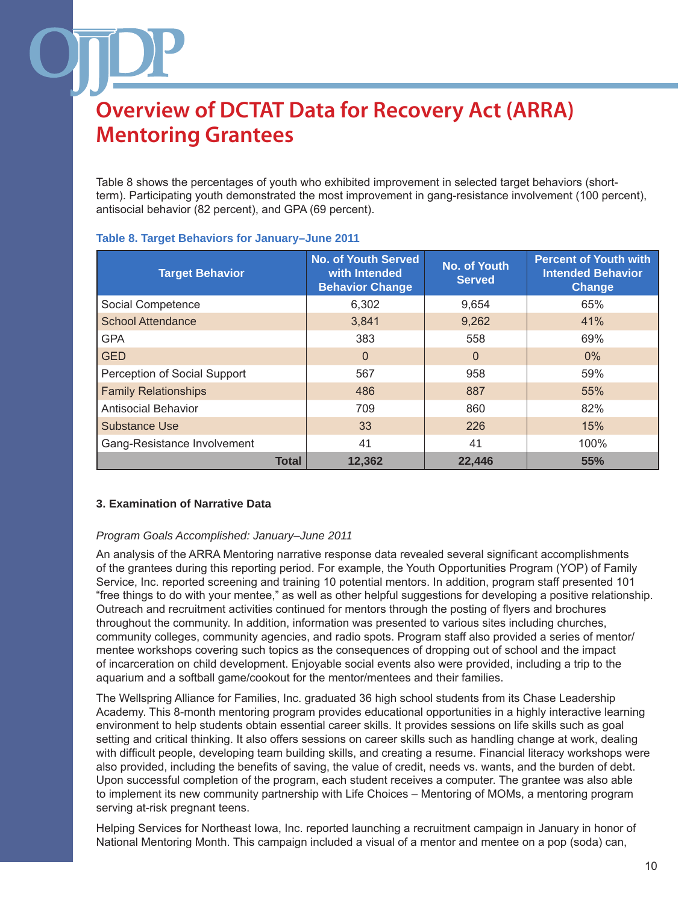# Overview of DCTAT Data for Recovery Act (ARRA) Mentoring Grantees

Table 8 shows the percentages of youth who exhibited improvement in selected target behaviors (short-term). Participating youth demonstrated the most improvement in gang-resistance involvement (100 percent), antisocial behavior (82 percent), and GPA (69 percent).

**Table 8. Target Behaviors for January–June 2011**

| Target Behavior | No. of Youth Served with Intended Behavior Change | No. of Youth Served | Percent of Youth with Intended Behavior Change |
|---|---|---|---|
| Social Competence | 6,302 | 9,654 | 65% |
| School Attendance | 3,841 | 9,262 | 41% |
| GPA | 383 | 558 | 69% |
| GED | 0 | 0 | 0% |
| Perception of Social Support | 567 | 958 | 59% |
| Family Relationships | 486 | 887 | 55% |
| Antisocial Behavior | 709 | 860 | 82% |
| Substance Use | 33 | 226 | 15% |
| Gang-Resistance Involvement | 41 | 41 | 100% |
| **Total** | **12,362** | **22,446** | **55%** |

**3. Examination of Narrative Data**

*Program Goals Accomplished: January–June 2011*

An analysis of the ARRA Mentoring narrative response data revealed several significant accomplishments of the grantees during this reporting period. For example, the Youth Opportunities Program (YOP) of Family Service, Inc. reported screening and training 10 potential mentors. In addition, program staff presented 101 "free things to do with your mentee," as well as other helpful suggestions for developing a positive relationship. Outreach and recruitment activities continued for mentors through the posting of flyers and brochures throughout the community. In addition, information was presented to various sites including churches, community colleges, community agencies, and radio spots. Program staff also provided a series of mentor/mentee workshops covering such topics as the consequences of dropping out of school and the impact of incarceration on child development. Enjoyable social events also were provided, including a trip to the aquarium and a softball game/cookout for the mentor/mentees and their families.

The Wellspring Alliance for Families, Inc. graduated 36 high school students from its Chase Leadership Academy. This 8-month mentoring program provides educational opportunities in a highly interactive learning environment to help students obtain essential career skills. It provides sessions on life skills such as goal setting and critical thinking. It also offers sessions on career skills such as handling change at work, dealing with difficult people, developing team building skills, and creating a resume. Financial literacy workshops were also provided, including the benefits of saving, the value of credit, needs vs. wants, and the burden of debt. Upon successful completion of the program, each student receives a computer. The grantee was also able to implement its new community partnership with Life Choices – Mentoring of MOMs, a mentoring program serving at-risk pregnant teens.

Helping Services for Northeast Iowa, Inc. reported launching a recruitment campaign in January in honor of National Mentoring Month. This campaign included a visual of a mentor and mentee on a pop (soda) can,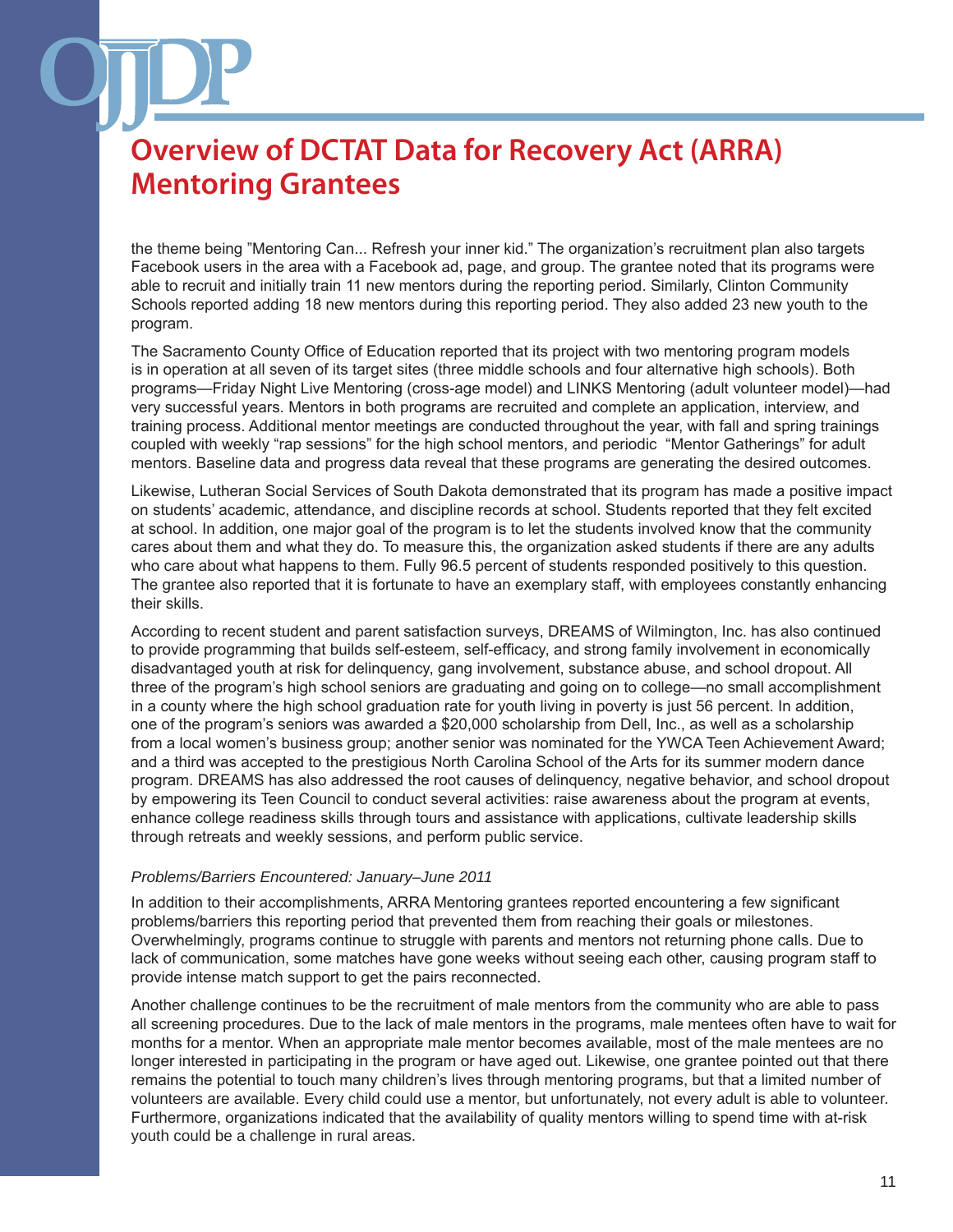the theme being "Mentoring Can... Refresh your inner kid." The organization's recruitment plan also targets Facebook users in the area with a Facebook ad, page, and group. The grantee noted that its programs were able to recruit and initially train 11 new mentors during the reporting period. Similarly, Clinton Community Schools reported adding 18 new mentors during this reporting period. They also added 23 new youth to the program.

The Sacramento County Office of Education reported that its project with two mentoring program models is in operation at all seven of its target sites (three middle schools and four alternative high schools). Both programs—Friday Night Live Mentoring (cross-age model) and LINKS Mentoring (adult volunteer model)—had very successful years. Mentors in both programs are recruited and complete an application, interview, and training process. Additional mentor meetings are conducted throughout the year, with fall and spring trainings coupled with weekly "rap sessions" for the high school mentors, and periodic "Mentor Gatherings" for adult mentors. Baseline data and progress data reveal that these programs are generating the desired outcomes.

Likewise, Lutheran Social Services of South Dakota demonstrated that its program has made a positive impact on students' academic, attendance, and discipline records at school. Students reported that they felt excited at school. In addition, one major goal of the program is to let the students involved know that the community cares about them and what they do. To measure this, the organization asked students if there are any adults who care about what happens to them. Fully 96.5 percent of students responded positively to this question. The grantee also reported that it is fortunate to have an exemplary staff, with employees constantly enhancing their skills.

According to recent student and parent satisfaction surveys, DREAMS of Wilmington, Inc. has also continued to provide programming that builds self-esteem, self-efficacy, and strong family involvement in economically disadvantaged youth at risk for delinquency, gang involvement, substance abuse, and school dropout. All three of the program's high school seniors are graduating and going on to college—no small accomplishment in a county where the high school graduation rate for youth living in poverty is just 56 percent. In addition, one of the program's seniors was awarded a $20,000 scholarship from Dell, Inc., as well as a scholarship from a local women's business group; another senior was nominated for the YWCA Teen Achievement Award; and a third was accepted to the prestigious North Carolina School of the Arts for its summer modern dance program. DREAMS has also addressed the root causes of delinquency, negative behavior, and school dropout by empowering its Teen Council to conduct several activities: raise awareness about the program at events, enhance college readiness skills through tours and assistance with applications, cultivate leadership skills through retreats and weekly sessions, and perform public service.

*Problems/Barriers Encountered: January–June 2011*

In addition to their accomplishments, ARRA Mentoring grantees reported encountering a few significant problems/barriers this reporting period that prevented them from reaching their goals or milestones. Overwhelmingly, programs continue to struggle with parents and mentors not returning phone calls. Due to lack of communication, some matches have gone weeks without seeing each other, causing program staff to provide intense match support to get the pairs reconnected.

Another challenge continues to be the recruitment of male mentors from the community who are able to pass all screening procedures. Due to the lack of male mentors in the programs, male mentees often have to wait for months for a mentor. When an appropriate male mentor becomes available, most of the male mentees are no longer interested in participating in the program or have aged out. Likewise, one grantee pointed out that there remains the potential to touch many children's lives through mentoring programs, but that a limited number of volunteers are available. Every child could use a mentor, but unfortunately, not every adult is able to volunteer. Furthermore, organizations indicated that the availability of quality mentors willing to spend time with at-risk youth could be a challenge in rural areas.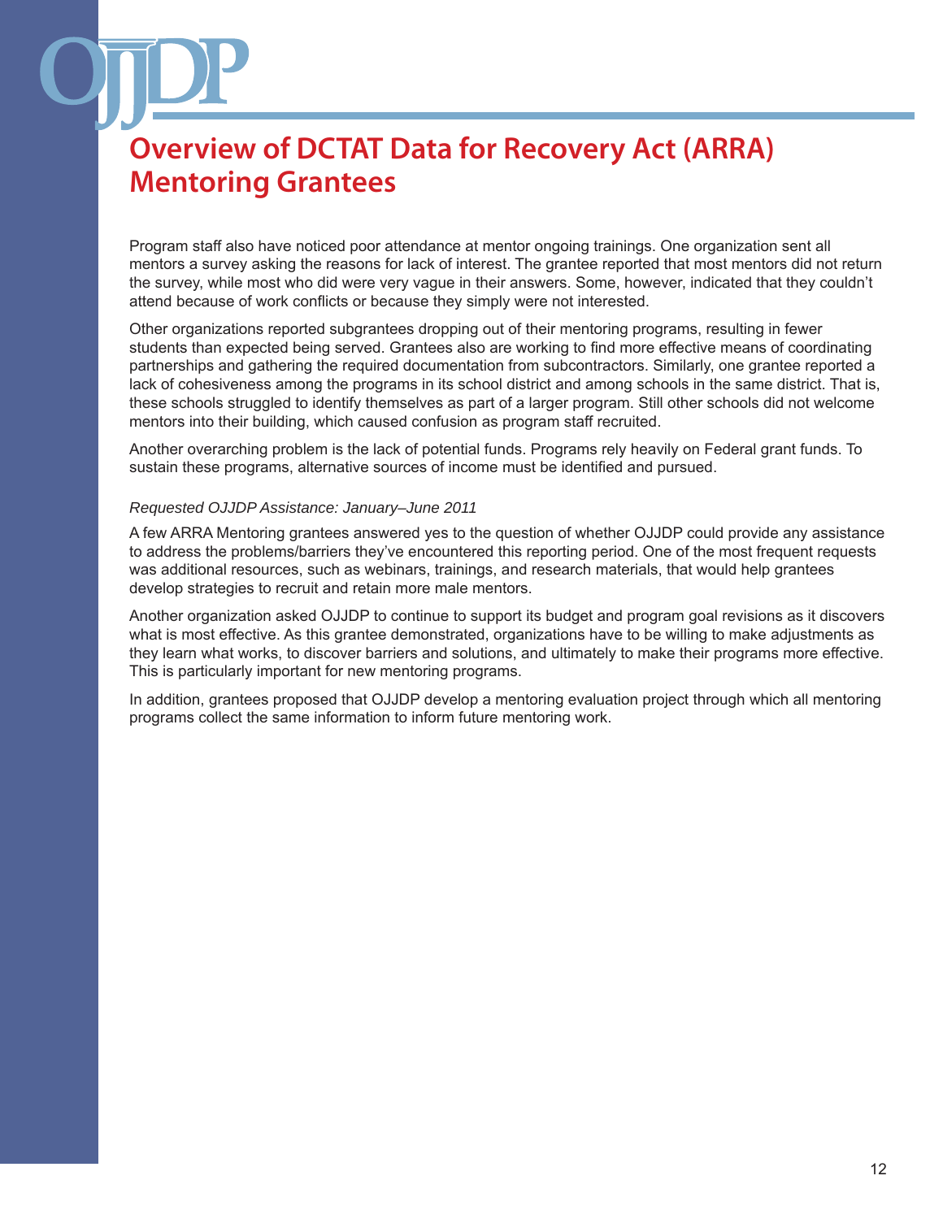# Overview of DCTAT Data for Recovery Act (ARRA) Mentoring Grantees

Program staff also have noticed poor attendance at mentor ongoing trainings. One organization sent all mentors a survey asking the reasons for lack of interest. The grantee reported that most mentors did not return the survey, while most who did were very vague in their answers. Some, however, indicated that they couldn't attend because of work conflicts or because they simply were not interested.

Other organizations reported subgrantees dropping out of their mentoring programs, resulting in fewer students than expected being served. Grantees also are working to find more effective means of coordinating partnerships and gathering the required documentation from subcontractors. Similarly, one grantee reported a lack of cohesiveness among the programs in its school district and among schools in the same district. That is, these schools struggled to identify themselves as part of a larger program. Still other schools did not welcome mentors into their building, which caused confusion as program staff recruited.

Another overarching problem is the lack of potential funds. Programs rely heavily on Federal grant funds. To sustain these programs, alternative sources of income must be identified and pursued.

*Requested OJJDP Assistance: January–June 2011*

A few ARRA Mentoring grantees answered yes to the question of whether OJJDP could provide any assistance to address the problems/barriers they've encountered this reporting period. One of the most frequent requests was additional resources, such as webinars, trainings, and research materials, that would help grantees develop strategies to recruit and retain more male mentors.

Another organization asked OJJDP to continue to support its budget and program goal revisions as it discovers what is most effective. As this grantee demonstrated, organizations have to be willing to make adjustments as they learn what works, to discover barriers and solutions, and ultimately to make their programs more effective. This is particularly important for new mentoring programs.

In addition, grantees proposed that OJJDP develop a mentoring evaluation project through which all mentoring programs collect the same information to inform future mentoring work.